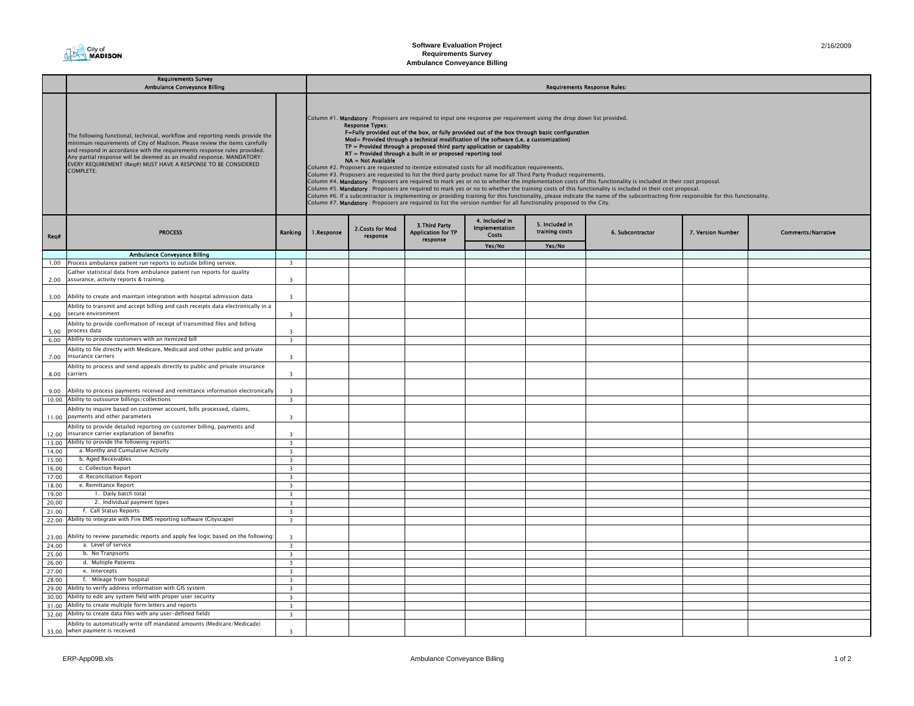**Software Evaluation Project**
**Requirements Survey**
**Ambulance Conveyance Billing**

2/16/2009

| | Requirements Survey Ambulance Conveyance Billing | | Requirements Response Rules: | | | | | | | |
|---|---|---|---|---|---|---|---|---|---|---|
| | The following functional, technical, workflow and reporting needs provide the minimum requirements of City of Madison. Please review the items carefully and respond in accordance with the requirements response rules provided. Any partial response will be deemed as an invalid response. MANDATORY: EVERY REQUIREMENT (Req#) MUST HAVE A RESPONSE TO BE CONSIDERED COMPLETE. | | Column #1. **Mandatory**: Proposers are required to input one response per requirement using the drop down list provided. **Response Types:** F=Fully provided out of the box, or fully provided out of the box through basic configuration; Mod= Provided through a technical modification of the software (i.e. a customization); TP = Provided through a proposed third party application or capability; RT = Provided through a built in or proposed reporting tool; NA = Not Available. Column #2. Proposers are requested to itemize estimated costs for all modification requirements. Column #3. Proposers are requested to list the third party product name for all Third Party Product requirements. Column #4. **Mandatory**: Proposers are required to mark yes or no to whether the implementation costs of this functionality is included in their cost proposal. Column #5. **Mandatory**: Proposers are required to mark yes or no to whether the training costs of this functionality is included in their cost proposal. Column #6. If a subcontractor is implementing or providing training for this functionality, please indicate the name of the subcontracting firm responsible for this functionality. Column #7. **Mandatory**: Proposers are required to list the version number for all functionality proposed to the City. | | | | | | | |
| Req# | PROCESS | Ranking | 1.Response | 2.Costs for Mod response | 3.Third Party Application for TP response | 4. Included in Implementation Costs Yes/No | 5. Included in training costs Yes/No | 6. Subcontractor | 7. Version Number | Comments/Narrative |
| | **Ambulance Conveyance Billing** | | | | | | | | | |
| 1.00 | Process ambulance patient run reports to outside billing service. | 3 | | | | | | | | |
| 2.00 | Gather statistical data from ambulance patient run reports for quality assurance, activity reports & training. | 3 | | | | | | | | |
| 3.00 | Ability to create and maintain integration with hospital admission data | 3 | | | | | | | | |
| 4.00 | Ability to transmit and accept billing and cash receipts data electronically in a secure environment | 3 | | | | | | | | |
| 5.00 | Ability to provide confirmation of receipt of transmitted files and billing process data | 3 | | | | | | | | |
| 6.00 | Ability to provide customers with an itemized bill | 3 | | | | | | | | |
| 7.00 | Ability to file directly with Medicare, Medicaid and other public and private insurance carriers | 3 | | | | | | | | |
| 8.00 | Ability to process and send appeals directly to public and private insurance carriers | 3 | | | | | | | | |
| 9.00 | Ability to process payments received and remittance information electronically | 3 | | | | | | | | |
| 10.00 | Ability to outsource billings/collections | 3 | | | | | | | | |
| 11.00 | Ability to inquire based on customer account, bills processed, claims, payments and other parameters | 3 | | | | | | | | |
| 12.00 | Ability to provide detailed reporting on customer billing, payments and insurance carrier explanation of benefits | 3 | | | | | | | | |
| 13.00 | Ability to provide the following reports: | 3 | | | | | | | | |
| 14.00 | a. Monthy and Cumulative Activity | 3 | | | | | | | | |
| 15.00 | b. Aged Receivables | 3 | | | | | | | | |
| 16.00 | c. Collection Report | 3 | | | | | | | | |
| 17.00 | d. Reconciliation Report | 3 | | | | | | | | |
| 18.00 | e. Remittance Report | 3 | | | | | | | | |
| 19.00 | 1. Daily batch total | 3 | | | | | | | | |
| 20.00 | 2. Individual payment types | 3 | | | | | | | | |
| 21.00 | f. Call Status Reports | 3 | | | | | | | | |
| 22.00 | Ability to integrate with Fire EMS reporting software (Cityscape) | 3 | | | | | | | | |
| 23.00 | Ability to review paramedic reports and apply fee logic based on the following: | 3 | | | | | | | | |
| 24.00 | a. Level of service | 3 | | | | | | | | |
| 25.00 | b. No Tranpsorts | 3 | | | | | | | | |
| 26.00 | d. Multiple Patients | 3 | | | | | | | | |
| 27.00 | e. Intercepts | 3 | | | | | | | | |
| 28.00 | f. Mileage from hospital | 3 | | | | | | | | |
| 29.00 | Ability to verify address information with GIS system | 3 | | | | | | | | |
| 30.00 | Ability to edit any system field with proper user security | 3 | | | | | | | | |
| 31.00 | Ability to create multiple form letters and reports | 3 | | | | | | | | |
| 32.00 | Ability to create data files with any user-defined fields | 3 | | | | | | | | |
| 33.00 | Ability to automatically write off mandated amounts (Medicare/Medicade) when payment is received | 3 | | | | | | | | |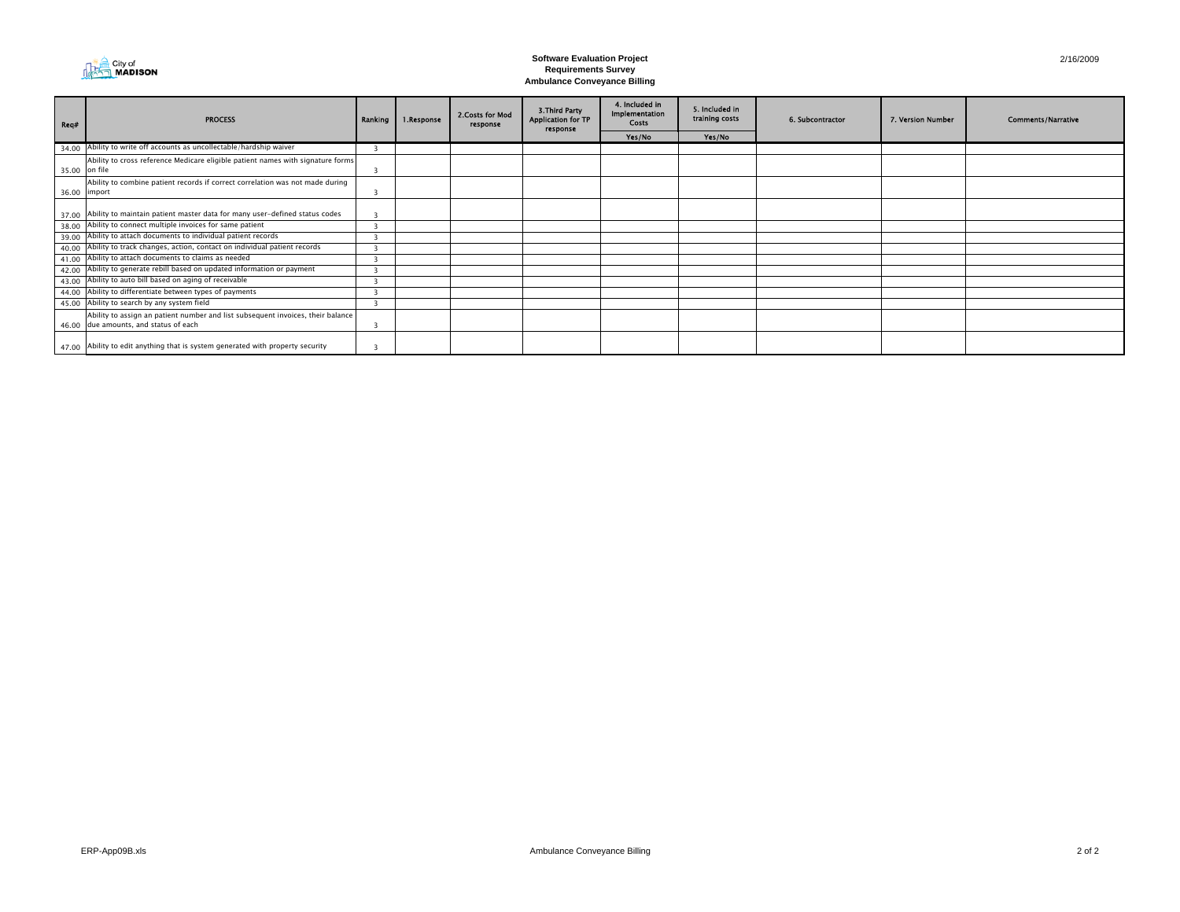**Software Evaluation Project**
**Requirements Survey**
**Ambulance Conveyance Billing**

2/16/2009

| Req# | PROCESS | Ranking | 1.Response | 2.Costs for Mod response | 3.Third Party Application for TP response | 4. Included in Implementation Costs | 5. Included in training costs | 6. Subcontractor | 7. Version Number | Comments/Narrative |
|---|---|---|---|---|---|---|---|---|---|---|
| | | | | | | Yes/No | Yes/No | | | |
| 34.00 | Ability to write off accounts as uncollectable/hardship waiver | 3 | | | | | | | | |
| 35.00 | Ability to cross reference Medicare eligible patient names with signature forms on file | 3 | | | | | | | | |
| 36.00 | Ability to combine patient records if correct correlation was not made during import | 3 | | | | | | | | |
| 37.00 | Ability to maintain patient master data for many user-defined status codes | 3 | | | | | | | | |
| 38.00 | Ability to connect multiple invoices for same patient | 3 | | | | | | | | |
| 39.00 | Ability to attach documents to individual patient records | 3 | | | | | | | | |
| 40.00 | Ability to track changes, action, contact on individual patient records | 3 | | | | | | | | |
| 41.00 | Ability to attach documents to claims as needed | 3 | | | | | | | | |
| 42.00 | Ability to generate rebill based on updated information or payment | 3 | | | | | | | | |
| 43.00 | Ability to auto bill based on aging of receivable | 3 | | | | | | | | |
| 44.00 | Ability to differentiate between types of payments | 3 | | | | | | | | |
| 45.00 | Ability to search by any system field | 3 | | | | | | | | |
| 46.00 | Ability to assign an patient number and list subsequent invoices, their balance due amounts, and status of each | 3 | | | | | | | | |
| 47.00 | Ability to edit anything that is system generated with property security | 3 | | | | | | | | |